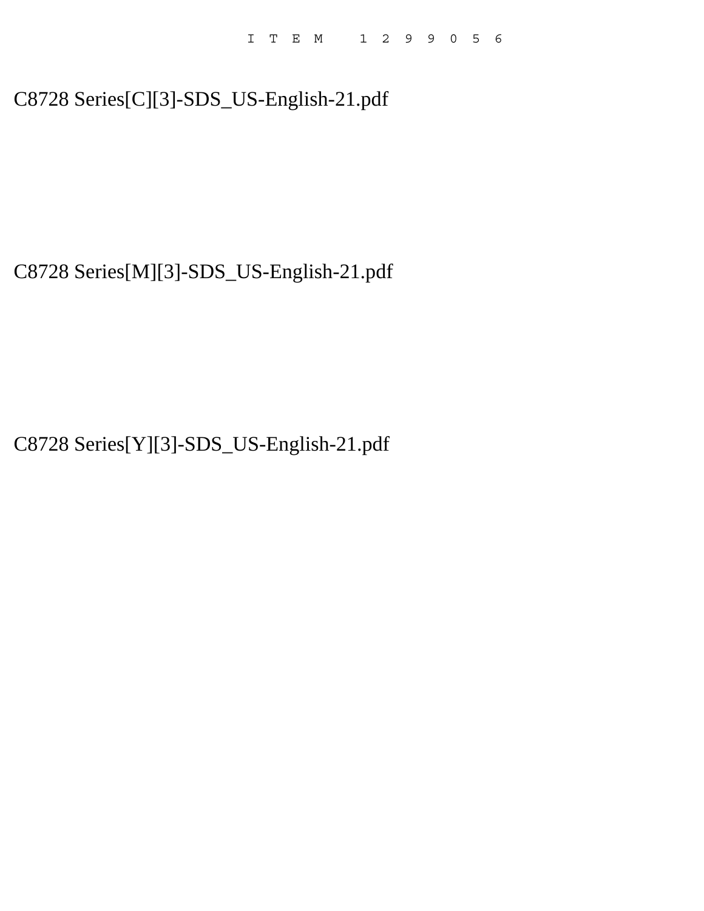ITEM 1299056

C8728 Series[C][3]-SDS_US-English-21.pdf

C8728 Series[M][3]-SDS_US-English-21.pdf

C8728 Series[Y][3]-SDS_US-English-21.pdf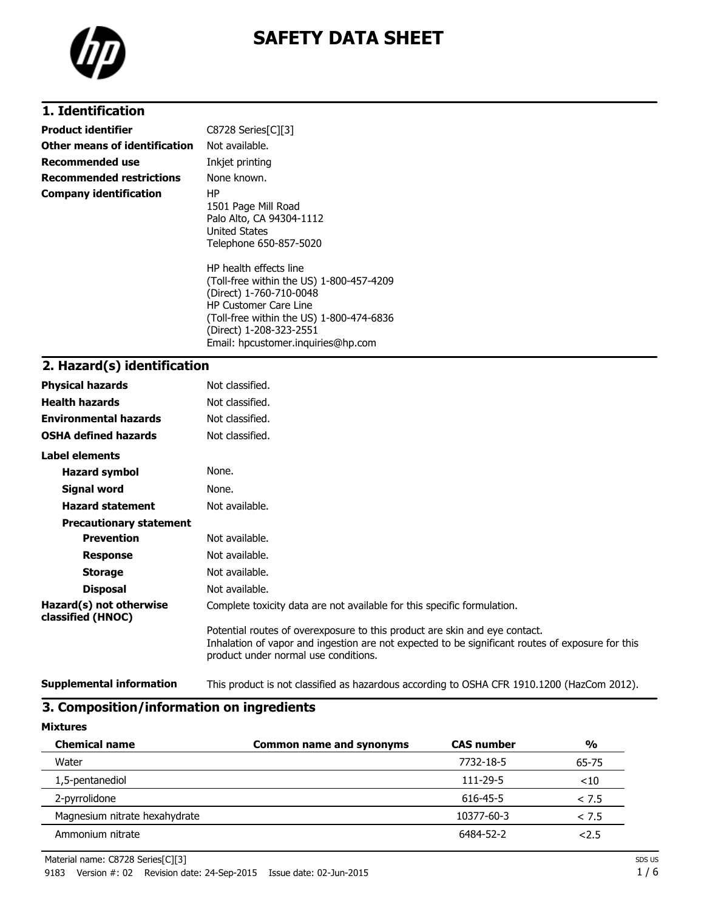# SAFETY DATA SHEET

## 1. Identification

| | |
|---|---|
| **Product identifier** | C8728 Series[C][3] |
| **Other means of identification** | Not available. |
| **Recommended use** | Inkjet printing |
| **Recommended restrictions** | None known. |
| **Company identification** | HP<br>1501 Page Mill Road<br>Palo Alto, CA 94304-1112<br>United States<br>Telephone 650-857-5020<br><br>HP health effects line<br>(Toll-free within the US) 1-800-457-4209<br>(Direct) 1-760-710-0048<br>HP Customer Care Line<br>(Toll-free within the US) 1-800-474-6836<br>(Direct) 1-208-323-2551<br>Email: hpcustomer.inquiries@hp.com |

## 2. Hazard(s) identification

| | |
|---|---|
| **Physical hazards** | Not classified. |
| **Health hazards** | Not classified. |
| **Environmental hazards** | Not classified. |
| **OSHA defined hazards** | Not classified. |

**Label elements**

| | |
|---|---|
| **Hazard symbol** | None. |
| **Signal word** | None. |
| **Hazard statement** | Not available. |
| **Precautionary statement** | |
| **Prevention** | Not available. |
| **Response** | Not available. |
| **Storage** | Not available. |
| **Disposal** | Not available. |
| **Hazard(s) not otherwise classified (HNOC)** | Complete toxicity data are not available for this specific formulation.<br><br>Potential routes of overexposure to this product are skin and eye contact.<br>Inhalation of vapor and ingestion are not expected to be significant routes of exposure for this product under normal use conditions. |
| **Supplemental information** | This product is not classified as hazardous according to OSHA CFR 1910.1200 (HazCom 2012). |

## 3. Composition/information on ingredients

**Mixtures**

| Chemical name | Common name and synonyms | CAS number | % |
|---|---|---|---|
| Water | | 7732-18-5 | 65-75 |
| 1,5-pentanediol | | 111-29-5 | <10 |
| 2-pyrrolidone | | 616-45-5 | < 7.5 |
| Magnesium nitrate hexahydrate | | 10377-60-3 | < 7.5 |
| Ammonium nitrate | | 6484-52-2 | <2.5 |

Material name: C8728 Series[C][3]

9183 Version #: 02 Revision date: 24-Sep-2015 Issue date: 02-Jun-2015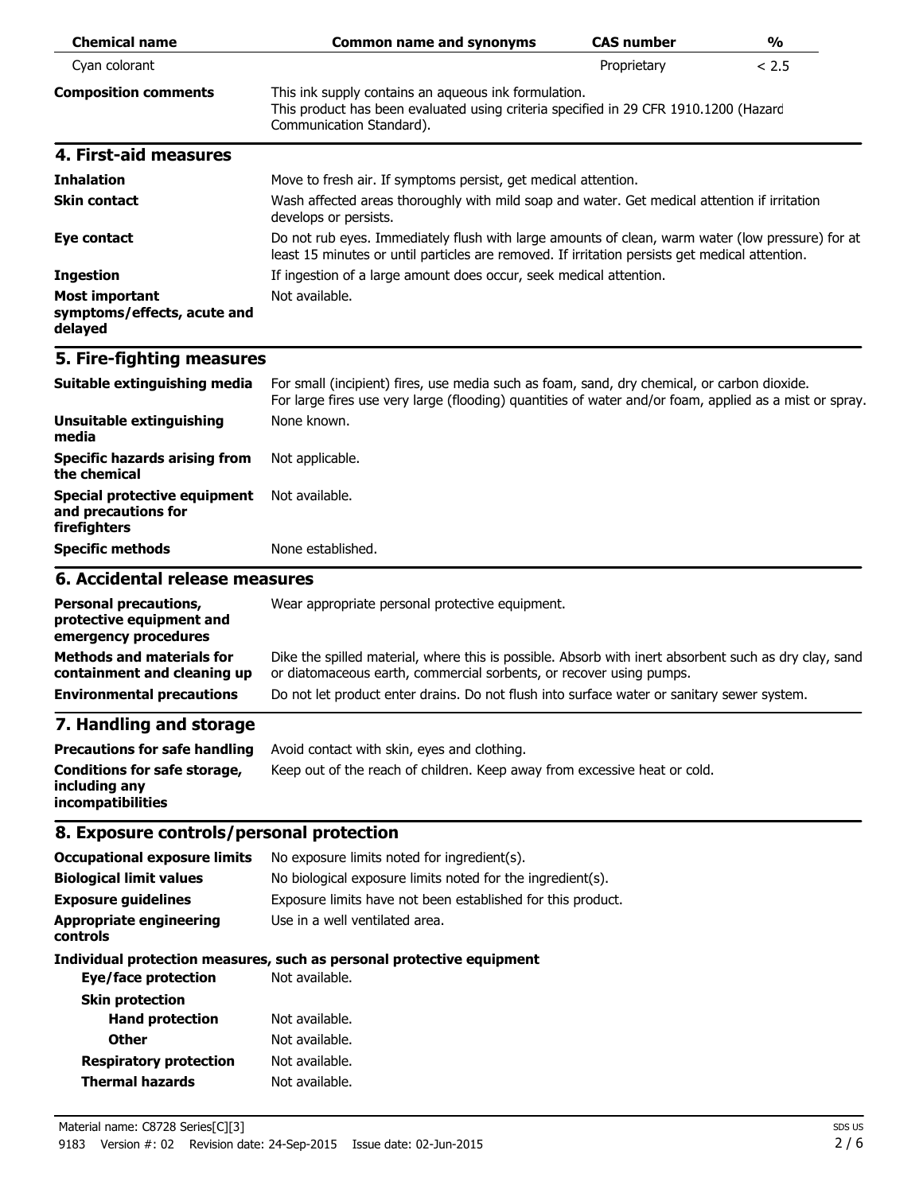| Chemical name | Common name and synonyms | CAS number | % |
|---|---|---|---|
| Cyan colorant | | Proprietary | < 2.5 |

**Composition comments** This ink supply contains an aqueous ink formulation. This product has been evaluated using criteria specified in 29 CFR 1910.1200 (Hazard Communication Standard).

## 4. First-aid measures

**Inhalation** Move to fresh air. If symptoms persist, get medical attention.

**Skin contact** Wash affected areas thoroughly with mild soap and water. Get medical attention if irritation develops or persists.

**Eye contact** Do not rub eyes. Immediately flush with large amounts of clean, warm water (low pressure) for at least 15 minutes or until particles are removed. If irritation persists get medical attention.

**Ingestion** If ingestion of a large amount does occur, seek medical attention.

**Most important symptoms/effects, acute and delayed** Not available.

## 5. Fire-fighting measures

**Suitable extinguishing media** For small (incipient) fires, use media such as foam, sand, dry chemical, or carbon dioxide. For large fires use very large (flooding) quantities of water and/or foam, applied as a mist or spray.

**Unsuitable extinguishing media** None known.

**Specific hazards arising from the chemical** Not applicable.

**Special protective equipment and precautions for firefighters** Not available.

**Specific methods** None established.

## 6. Accidental release measures

**Personal precautions, protective equipment and emergency procedures** Wear appropriate personal protective equipment.

**Methods and materials for containment and cleaning up** Dike the spilled material, where this is possible. Absorb with inert absorbent such as dry clay, sand or diatomaceous earth, commercial sorbents, or recover using pumps.

**Environmental precautions** Do not let product enter drains. Do not flush into surface water or sanitary sewer system.

## 7. Handling and storage

**Precautions for safe handling** Avoid contact with skin, eyes and clothing.

**Conditions for safe storage, including any incompatibilities** Keep out of the reach of children. Keep away from excessive heat or cold.

## 8. Exposure controls/personal protection

**Occupational exposure limits** No exposure limits noted for ingredient(s).

**Biological limit values** No biological exposure limits noted for the ingredient(s).

**Exposure guidelines** Exposure limits have not been established for this product.

**Appropriate engineering controls** Use in a well ventilated area.

**Individual protection measures, such as personal protective equipment**

- **Eye/face protection** Not available.
- **Skin protection**
  - **Hand protection** Not available.
  - **Other** Not available.
- **Respiratory protection** Not available.
- **Thermal hazards** Not available.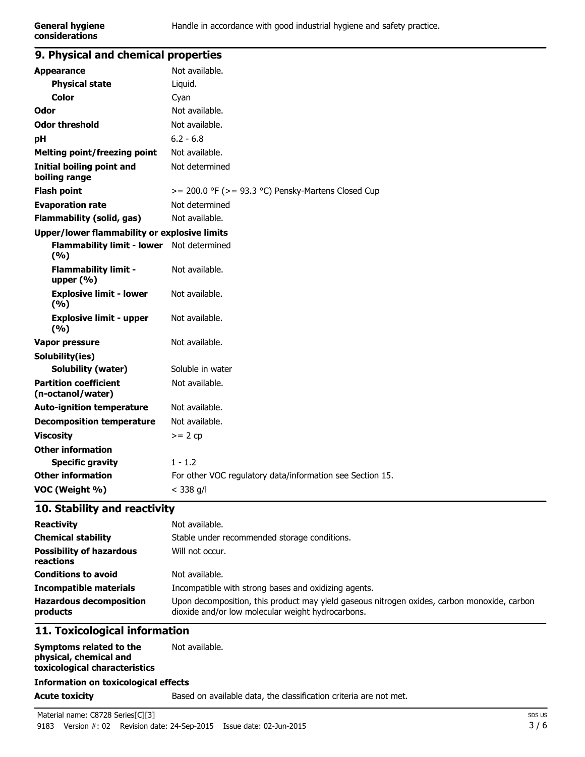| | |
|---|---|
| **General hygiene considerations** | Handle in accordance with good industrial hygiene and safety practice. |

## 9. Physical and chemical properties

| | |
|---|---|
| **Appearance** | Not available. |
| **Physical state** | Liquid. |
| **Color** | Cyan |
| **Odor** | Not available. |
| **Odor threshold** | Not available. |
| **pH** | 6.2 - 6.8 |
| **Melting point/freezing point** | Not available. |
| **Initial boiling point and boiling range** | Not determined |
| **Flash point** | >= 200.0 °F (>= 93.3 °C) Pensky-Martens Closed Cup |
| **Evaporation rate** | Not determined |
| **Flammability (solid, gas)** | Not available. |
| **Upper/lower flammability or explosive limits** | |
| **Flammability limit - lower (%)** | Not determined |
| **Flammability limit - upper (%)** | Not available. |
| **Explosive limit - lower (%)** | Not available. |
| **Explosive limit - upper (%)** | Not available. |
| **Vapor pressure** | Not available. |
| **Solubility(ies)** | |
| **Solubility (water)** | Soluble in water |
| **Partition coefficient (n-octanol/water)** | Not available. |
| **Auto-ignition temperature** | Not available. |
| **Decomposition temperature** | Not available. |
| **Viscosity** | >= 2 cp |
| **Other information** | |
| **Specific gravity** | 1 - 1.2 |
| **Other information** | For other VOC regulatory data/information see Section 15. |
| **VOC (Weight %)** | < 338 g/l |

## 10. Stability and reactivity

| | |
|---|---|
| **Reactivity** | Not available. |
| **Chemical stability** | Stable under recommended storage conditions. |
| **Possibility of hazardous reactions** | Will not occur. |
| **Conditions to avoid** | Not available. |
| **Incompatible materials** | Incompatible with strong bases and oxidizing agents. |
| **Hazardous decomposition products** | Upon decomposition, this product may yield gaseous nitrogen oxides, carbon monoxide, carbon dioxide and/or low molecular weight hydrocarbons. |

## 11. Toxicological information

| | |
|---|---|
| **Symptoms related to the physical, chemical and toxicological characteristics** | Not available. |

**Information on toxicological effects**

| | |
|---|---|
| **Acute toxicity** | Based on available data, the classification criteria are not met. |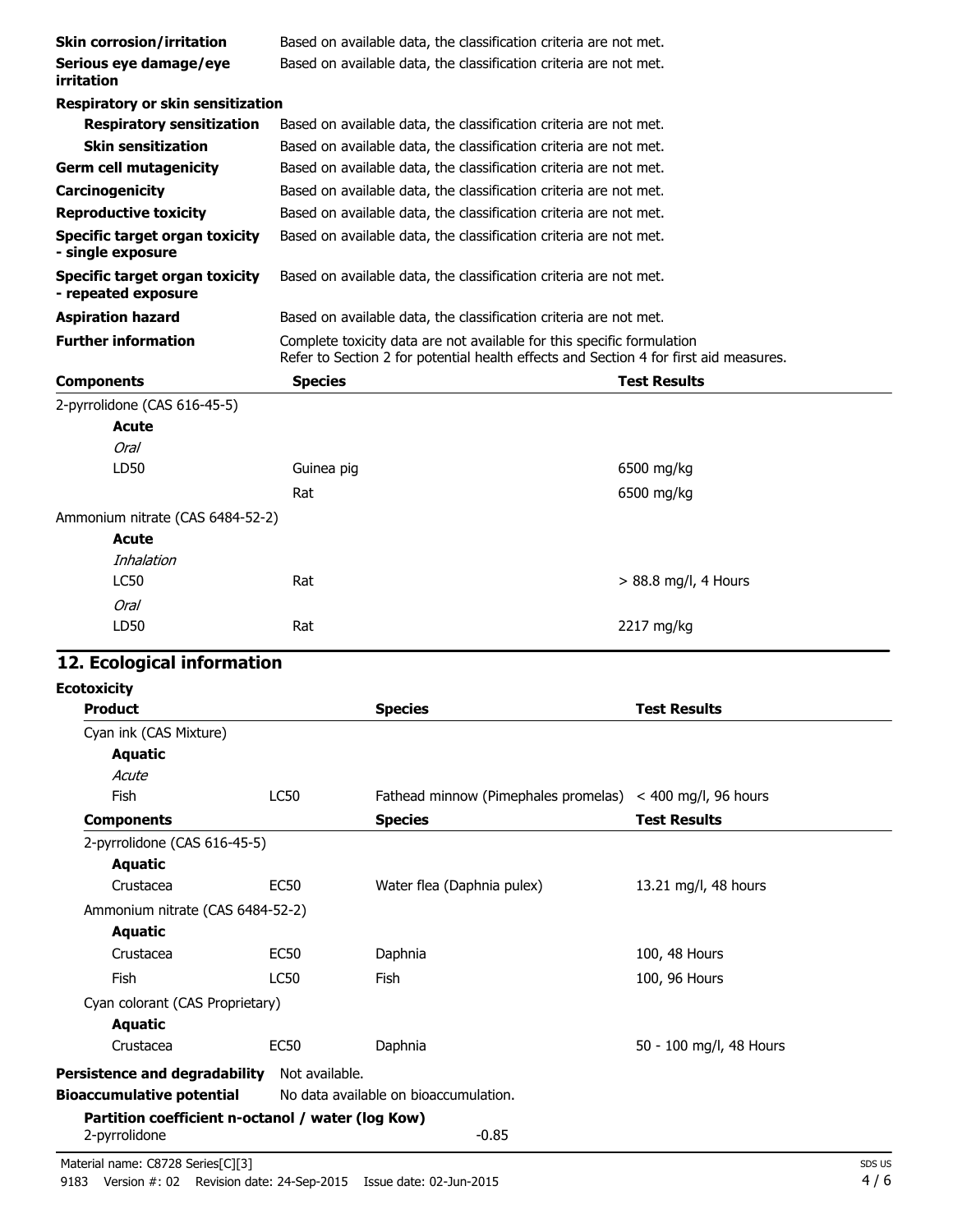| | |
|---|---|
| **Skin corrosion/irritation** | Based on available data, the classification criteria are not met. |
| **Serious eye damage/eye irritation** | Based on available data, the classification criteria are not met. |
| **Respiratory or skin sensitization** | |
| **Respiratory sensitization** | Based on available data, the classification criteria are not met. |
| **Skin sensitization** | Based on available data, the classification criteria are not met. |
| **Germ cell mutagenicity** | Based on available data, the classification criteria are not met. |
| **Carcinogenicity** | Based on available data, the classification criteria are not met. |
| **Reproductive toxicity** | Based on available data, the classification criteria are not met. |
| **Specific target organ toxicity - single exposure** | Based on available data, the classification criteria are not met. |
| **Specific target organ toxicity - repeated exposure** | Based on available data, the classification criteria are not met. |
| **Aspiration hazard** | Based on available data, the classification criteria are not met. |
| **Further information** | Complete toxicity data are not available for this specific formulation<br>Refer to Section 2 for potential health effects and Section 4 for first aid measures. |

| Components | Species | Test Results |
|---|---|---|
| 2-pyrrolidone (CAS 616-45-5) | | |
| **Acute** | | |
| *Oral* | | |
| LD50 | Guinea pig | 6500 mg/kg |
| | Rat | 6500 mg/kg |
| Ammonium nitrate (CAS 6484-52-2) | | |
| **Acute** | | |
| *Inhalation* | | |
| LC50 | Rat | > 88.8 mg/l, 4 Hours |
| *Oral* | | |
| LD50 | Rat | 2217 mg/kg |

## 12. Ecological information

**Ecotoxicity**

| Product | | Species | Test Results |
|---|---|---|---|
| Cyan ink (CAS Mixture) | | | |
| **Aquatic** | | | |
| *Acute* | | | |
| Fish | LC50 | Fathead minnow (Pimephales promelas) | < 400 mg/l, 96 hours |
| **Components** | | **Species** | **Test Results** |
| 2-pyrrolidone (CAS 616-45-5) | | | |
| **Aquatic** | | | |
| Crustacea | EC50 | Water flea (Daphnia pulex) | 13.21 mg/l, 48 hours |
| Ammonium nitrate (CAS 6484-52-2) | | | |
| **Aquatic** | | | |
| Crustacea | EC50 | Daphnia | 100, 48 Hours |
| Fish | LC50 | Fish | 100, 96 Hours |
| Cyan colorant (CAS Proprietary) | | | |
| **Aquatic** | | | |
| Crustacea | EC50 | Daphnia | 50 - 100 mg/l, 48 Hours |

**Persistence and degradability** Not available.

**Bioaccumulative potential** No data available on bioaccumulation.

**Partition coefficient n-octanol / water (log Kow)**

2-pyrrolidone -0.85

Material name: C8728 Series[C][3]

9183 Version #: 02 Revision date: 24-Sep-2015 Issue date: 02-Jun-2015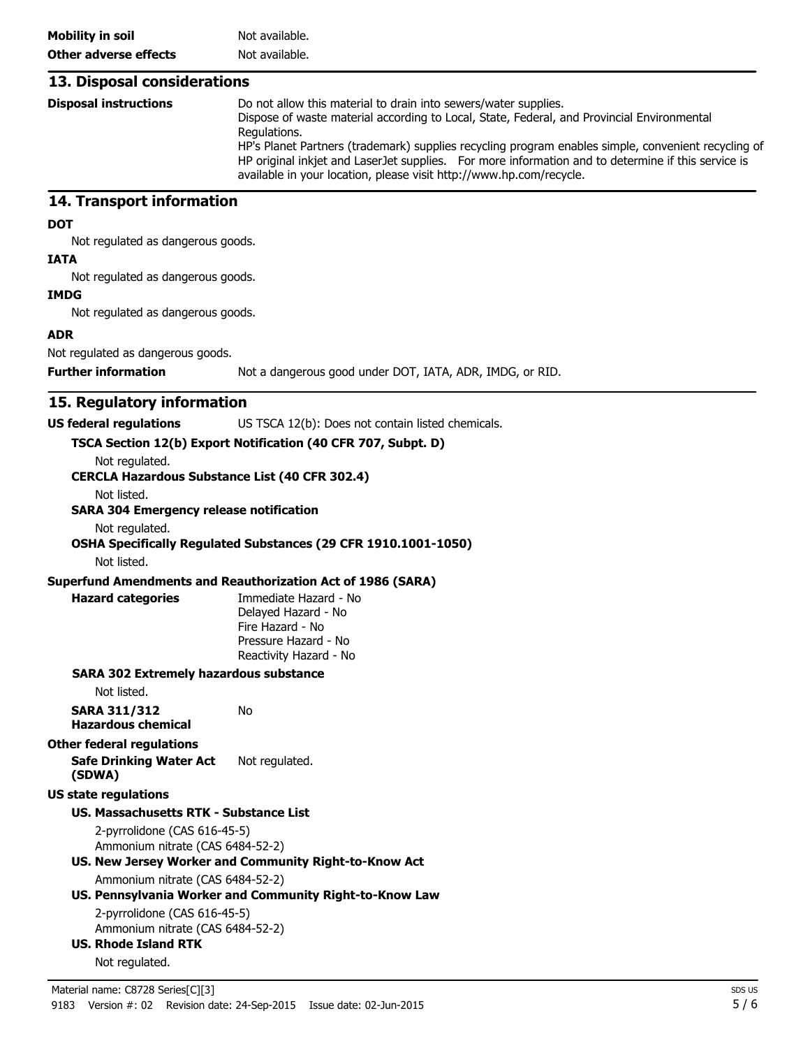**Mobility in soil** Not available.

**Other adverse effects** Not available.

## 13. Disposal considerations

**Disposal instructions**

Do not allow this material to drain into sewers/water supplies.
Dispose of waste material according to Local, State, Federal, and Provincial Environmental Regulations.
HP's Planet Partners (trademark) supplies recycling program enables simple, convenient recycling of HP original inkjet and LaserJet supplies. For more information and to determine if this service is available in your location, please visit http://www.hp.com/recycle.

## 14. Transport information

**DOT**

Not regulated as dangerous goods.

**IATA**

Not regulated as dangerous goods.

**IMDG**

Not regulated as dangerous goods.

**ADR**

Not regulated as dangerous goods.

**Further information** Not a dangerous good under DOT, IATA, ADR, IMDG, or RID.

## 15. Regulatory information

**US federal regulations** US TSCA 12(b): Does not contain listed chemicals.

**TSCA Section 12(b) Export Notification (40 CFR 707, Subpt. D)**

Not regulated.

**CERCLA Hazardous Substance List (40 CFR 302.4)**

Not listed.

**SARA 304 Emergency release notification**

Not regulated.

**OSHA Specifically Regulated Substances (29 CFR 1910.1001-1050)**

Not listed.

**Superfund Amendments and Reauthorization Act of 1986 (SARA)**

**Hazard categories**

Immediate Hazard - No
Delayed Hazard - No
Fire Hazard - No
Pressure Hazard - No
Reactivity Hazard - No

**SARA 302 Extremely hazardous substance**

Not listed.

**SARA 311/312 Hazardous chemical** No

**Other federal regulations**

**Safe Drinking Water Act (SDWA)** Not regulated.

**US state regulations**

**US. Massachusetts RTK - Substance List**

2-pyrrolidone (CAS 616-45-5)
Ammonium nitrate (CAS 6484-52-2)

**US. New Jersey Worker and Community Right-to-Know Act**

Ammonium nitrate (CAS 6484-52-2)

**US. Pennsylvania Worker and Community Right-to-Know Law**

2-pyrrolidone (CAS 616-45-5)
Ammonium nitrate (CAS 6484-52-2)

**US. Rhode Island RTK**

Not regulated.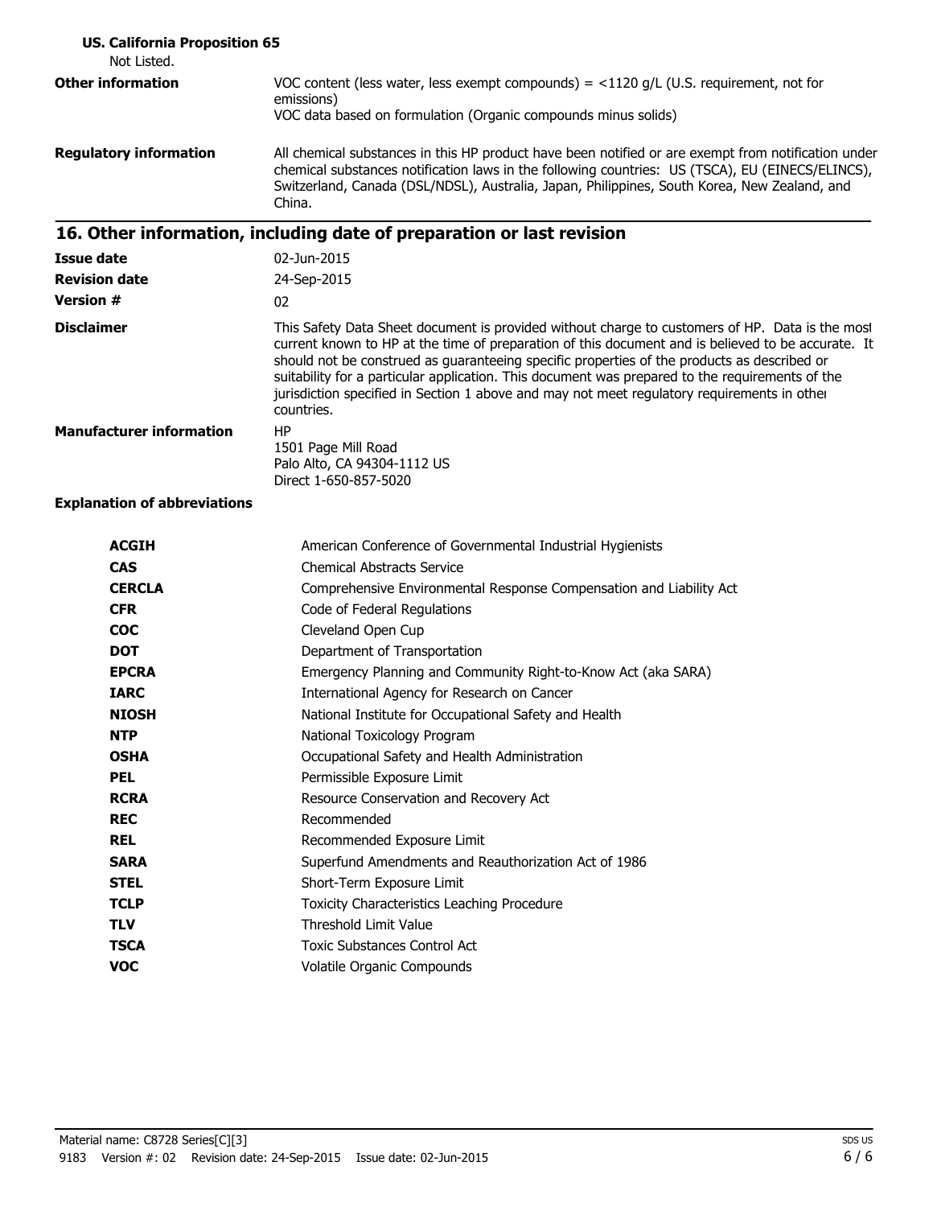**US. California Proposition 65**

Not Listed.

| | |
|---|---|
| **Other information** | VOC content (less water, less exempt compounds) = <1120 g/L (U.S. requirement, not for emissions)<br>VOC data based on formulation (Organic compounds minus solids) |
| **Regulatory information** | All chemical substances in this HP product have been notified or are exempt from notification under chemical substances notification laws in the following countries: US (TSCA), EU (EINECS/ELINCS), Switzerland, Canada (DSL/NDSL), Australia, Japan, Philippines, South Korea, New Zealand, and China. |

## 16. Other information, including date of preparation or last revision

| | |
|---|---|
| **Issue date** | 02-Jun-2015 |
| **Revision date** | 24-Sep-2015 |
| **Version #** | 02 |
| **Disclaimer** | This Safety Data Sheet document is provided without charge to customers of HP. Data is the most current known to HP at the time of preparation of this document and is believed to be accurate. It should not be construed as guaranteeing specific properties of the products as described or suitability for a particular application. This document was prepared to the requirements of the jurisdiction specified in Section 1 above and may not meet regulatory requirements in other countries. |
| **Manufacturer information** | HP<br>1501 Page Mill Road<br>Palo Alto, CA 94304-1112 US<br>Direct 1-650-857-5020 |

**Explanation of abbreviations**

| | |
|---|---|
| **ACGIH** | American Conference of Governmental Industrial Hygienists |
| **CAS** | Chemical Abstracts Service |
| **CERCLA** | Comprehensive Environmental Response Compensation and Liability Act |
| **CFR** | Code of Federal Regulations |
| **COC** | Cleveland Open Cup |
| **DOT** | Department of Transportation |
| **EPCRA** | Emergency Planning and Community Right-to-Know Act (aka SARA) |
| **IARC** | International Agency for Research on Cancer |
| **NIOSH** | National Institute for Occupational Safety and Health |
| **NTP** | National Toxicology Program |
| **OSHA** | Occupational Safety and Health Administration |
| **PEL** | Permissible Exposure Limit |
| **RCRA** | Resource Conservation and Recovery Act |
| **REC** | Recommended |
| **REL** | Recommended Exposure Limit |
| **SARA** | Superfund Amendments and Reauthorization Act of 1986 |
| **STEL** | Short-Term Exposure Limit |
| **TCLP** | Toxicity Characteristics Leaching Procedure |
| **TLV** | Threshold Limit Value |
| **TSCA** | Toxic Substances Control Act |
| **VOC** | Volatile Organic Compounds |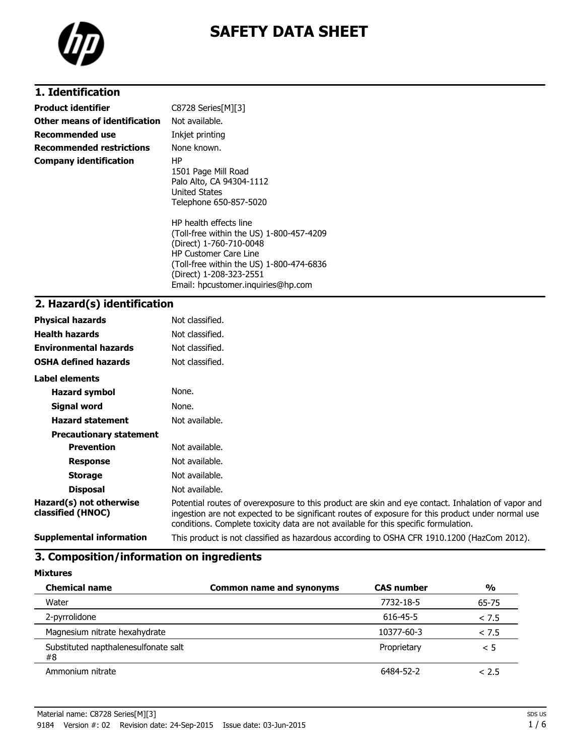# SAFETY DATA SHEET

## 1. Identification

| | |
|---|---|
| **Product identifier** | C8728 Series[M][3] |
| **Other means of identification** | Not available. |
| **Recommended use** | Inkjet printing |
| **Recommended restrictions** | None known. |
| **Company identification** | HP<br>1501 Page Mill Road<br>Palo Alto, CA 94304-1112<br>United States<br>Telephone 650-857-5020<br><br>HP health effects line<br>(Toll-free within the US) 1-800-457-4209<br>(Direct) 1-760-710-0048<br>HP Customer Care Line<br>(Toll-free within the US) 1-800-474-6836<br>(Direct) 1-208-323-2551<br>Email: hpcustomer.inquiries@hp.com |

## 2. Hazard(s) identification

| | |
|---|---|
| **Physical hazards** | Not classified. |
| **Health hazards** | Not classified. |
| **Environmental hazards** | Not classified. |
| **OSHA defined hazards** | Not classified. |

**Label elements**

| | |
|---|---|
| **Hazard symbol** | None. |
| **Signal word** | None. |
| **Hazard statement** | Not available. |
| **Precautionary statement** | |
| **Prevention** | Not available. |
| **Response** | Not available. |
| **Storage** | Not available. |
| **Disposal** | Not available. |
| **Hazard(s) not otherwise classified (HNOC)** | Potential routes of overexposure to this product are skin and eye contact. Inhalation of vapor and ingestion are not expected to be significant routes of exposure for this product under normal use conditions. Complete toxicity data are not available for this specific formulation. |
| **Supplemental information** | This product is not classified as hazardous according to OSHA CFR 1910.1200 (HazCom 2012). |

## 3. Composition/information on ingredients

**Mixtures**

| Chemical name | Common name and synonyms | CAS number | % |
|---|---|---|---|
| Water | | 7732-18-5 | 65-75 |
| 2-pyrrolidone | | 616-45-5 | < 7.5 |
| Magnesium nitrate hexahydrate | | 10377-60-3 | < 7.5 |
| Substituted napthalenesulfonate salt #8 | | Proprietary | < 5 |
| Ammonium nitrate | | 6484-52-2 | < 2.5 |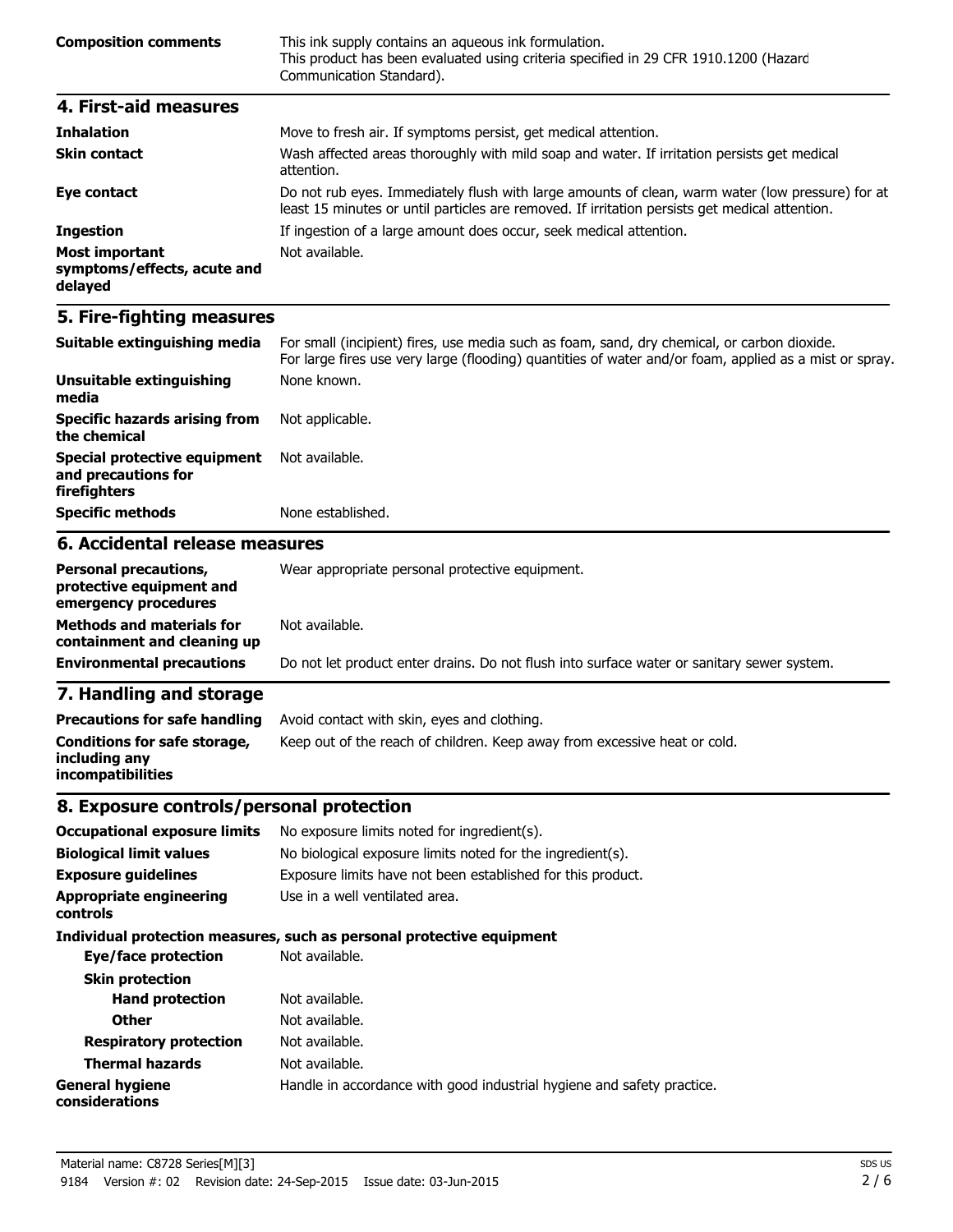| | |
|---|---|
| **Composition comments** | This ink supply contains an aqueous ink formulation. This product has been evaluated using criteria specified in 29 CFR 1910.1200 (Hazard Communication Standard). |

## 4. First-aid measures

| | |
|---|---|
| **Inhalation** | Move to fresh air. If symptoms persist, get medical attention. |
| **Skin contact** | Wash affected areas thoroughly with mild soap and water. If irritation persists get medical attention. |
| **Eye contact** | Do not rub eyes. Immediately flush with large amounts of clean, warm water (low pressure) for at least 15 minutes or until particles are removed. If irritation persists get medical attention. |
| **Ingestion** | If ingestion of a large amount does occur, seek medical attention. |
| **Most important symptoms/effects, acute and delayed** | Not available. |

## 5. Fire-fighting measures

| | |
|---|---|
| **Suitable extinguishing media** | For small (incipient) fires, use media such as foam, sand, dry chemical, or carbon dioxide. For large fires use very large (flooding) quantities of water and/or foam, applied as a mist or spray. |
| **Unsuitable extinguishing media** | None known. |
| **Specific hazards arising from the chemical** | Not applicable. |
| **Special protective equipment and precautions for firefighters** | Not available. |
| **Specific methods** | None established. |

## 6. Accidental release measures

| | |
|---|---|
| **Personal precautions, protective equipment and emergency procedures** | Wear appropriate personal protective equipment. |
| **Methods and materials for containment and cleaning up** | Not available. |
| **Environmental precautions** | Do not let product enter drains. Do not flush into surface water or sanitary sewer system. |

## 7. Handling and storage

| | |
|---|---|
| **Precautions for safe handling** | Avoid contact with skin, eyes and clothing. |
| **Conditions for safe storage, including any incompatibilities** | Keep out of the reach of children. Keep away from excessive heat or cold. |

## 8. Exposure controls/personal protection

| | |
|---|---|
| **Occupational exposure limits** | No exposure limits noted for ingredient(s). |
| **Biological limit values** | No biological exposure limits noted for the ingredient(s). |
| **Exposure guidelines** | Exposure limits have not been established for this product. |
| **Appropriate engineering controls** | Use in a well ventilated area. |

**Individual protection measures, such as personal protective equipment**

| | |
|---|---|
| **Eye/face protection** | Not available. |
| **Skin protection** | |
| **Hand protection** | Not available. |
| **Other** | Not available. |
| **Respiratory protection** | Not available. |
| **Thermal hazards** | Not available. |
| **General hygiene considerations** | Handle in accordance with good industrial hygiene and safety practice. |

Material name: C8728 Series[M][3]
9184 Version #: 02 Revision date: 24-Sep-2015 Issue date: 03-Jun-2015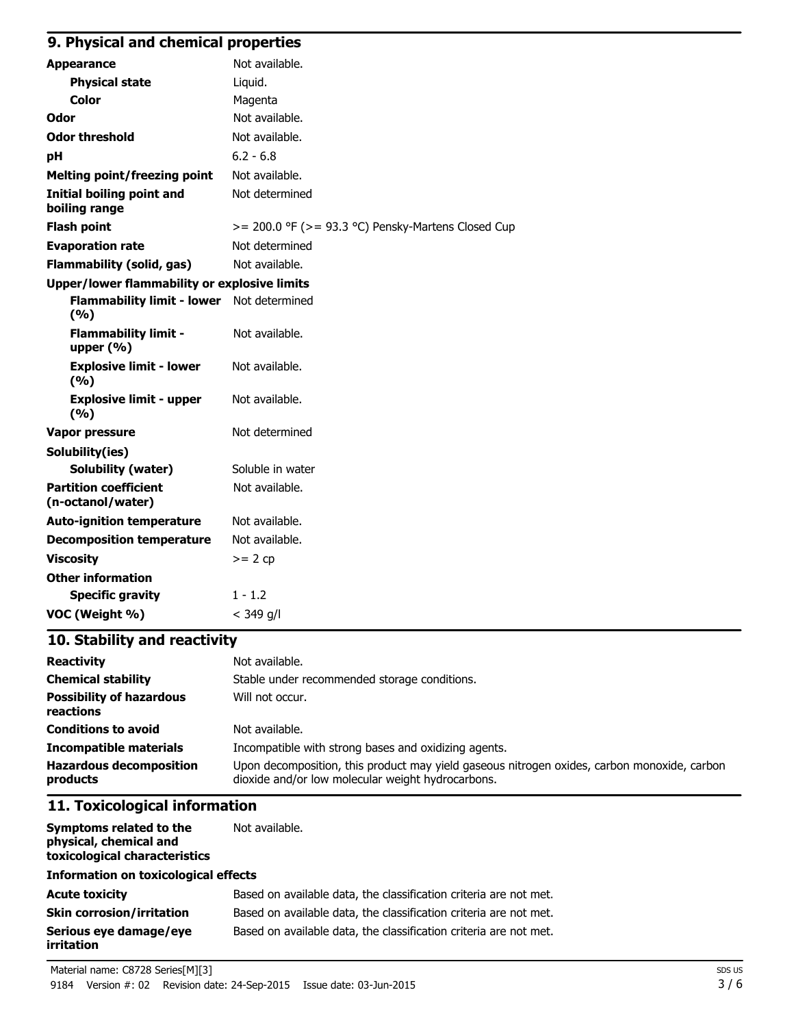## 9. Physical and chemical properties

| | |
|---|---|
| **Appearance** | Not available. |
| **Physical state** | Liquid. |
| **Color** | Magenta |
| **Odor** | Not available. |
| **Odor threshold** | Not available. |
| **pH** | 6.2 - 6.8 |
| **Melting point/freezing point** | Not available. |
| **Initial boiling point and boiling range** | Not determined |
| **Flash point** | >= 200.0 °F (>= 93.3 °C) Pensky-Martens Closed Cup |
| **Evaporation rate** | Not determined |
| **Flammability (solid, gas)** | Not available. |
| **Upper/lower flammability or explosive limits** | |
| **Flammability limit - lower (%)** | Not determined |
| **Flammability limit - upper (%)** | Not available. |
| **Explosive limit - lower (%)** | Not available. |
| **Explosive limit - upper (%)** | Not available. |
| **Vapor pressure** | Not determined |
| **Solubility(ies)** | |
| **Solubility (water)** | Soluble in water |
| **Partition coefficient (n-octanol/water)** | Not available. |
| **Auto-ignition temperature** | Not available. |
| **Decomposition temperature** | Not available. |
| **Viscosity** | >= 2 cp |
| **Other information** | |
| **Specific gravity** | 1 - 1.2 |
| **VOC (Weight %)** | < 349 g/l |

## 10. Stability and reactivity

| | |
|---|---|
| **Reactivity** | Not available. |
| **Chemical stability** | Stable under recommended storage conditions. |
| **Possibility of hazardous reactions** | Will not occur. |
| **Conditions to avoid** | Not available. |
| **Incompatible materials** | Incompatible with strong bases and oxidizing agents. |
| **Hazardous decomposition products** | Upon decomposition, this product may yield gaseous nitrogen oxides, carbon monoxide, carbon dioxide and/or low molecular weight hydrocarbons. |

## 11. Toxicological information

| | |
|---|---|
| **Symptoms related to the physical, chemical and toxicological characteristics** | Not available. |

**Information on toxicological effects**

| | |
|---|---|
| **Acute toxicity** | Based on available data, the classification criteria are not met. |
| **Skin corrosion/irritation** | Based on available data, the classification criteria are not met. |
| **Serious eye damage/eye irritation** | Based on available data, the classification criteria are not met. |

Material name: C8728 Series[M][3]

9184 Version #: 02 Revision date: 24-Sep-2015 Issue date: 03-Jun-2015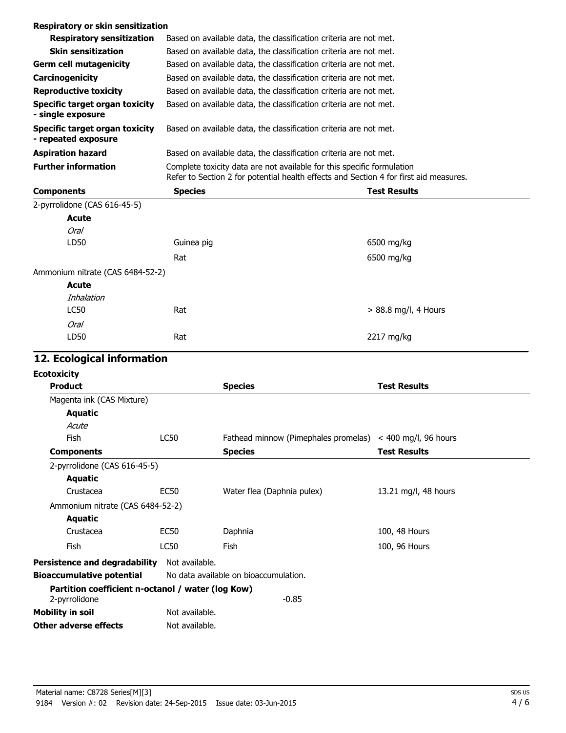**Respiratory or skin sensitization**

| | |
|---|---|
| **Respiratory sensitization** | Based on available data, the classification criteria are not met. |
| **Skin sensitization** | Based on available data, the classification criteria are not met. |
| **Germ cell mutagenicity** | Based on available data, the classification criteria are not met. |
| **Carcinogenicity** | Based on available data, the classification criteria are not met. |
| **Reproductive toxicity** | Based on available data, the classification criteria are not met. |
| **Specific target organ toxicity - single exposure** | Based on available data, the classification criteria are not met. |
| **Specific target organ toxicity - repeated exposure** | Based on available data, the classification criteria are not met. |
| **Aspiration hazard** | Based on available data, the classification criteria are not met. |
| **Further information** | Complete toxicity data are not available for this specific formulation<br>Refer to Section 2 for potential health effects and Section 4 for first aid measures. |

| Components | Species | Test Results |
|---|---|---|
| 2-pyrrolidone (CAS 616-45-5) | | |
| **Acute** | | |
| *Oral* | | |
| LD50 | Guinea pig | 6500 mg/kg |
| | Rat | 6500 mg/kg |
| Ammonium nitrate (CAS 6484-52-2) | | |
| **Acute** | | |
| *Inhalation* | | |
| LC50 | Rat | > 88.8 mg/l, 4 Hours |
| *Oral* | | |
| LD50 | Rat | 2217 mg/kg |

## 12. Ecological information

**Ecotoxicity**

| Product | | Species | Test Results |
|---|---|---|---|
| Magenta ink (CAS Mixture) | | | |
| **Aquatic** | | | |
| *Acute* | | | |
| Fish | LC50 | Fathead minnow (Pimephales promelas) | < 400 mg/l, 96 hours |
| **Components** | | **Species** | **Test Results** |
| 2-pyrrolidone (CAS 616-45-5) | | | |
| **Aquatic** | | | |
| Crustacea | EC50 | Water flea (Daphnia pulex) | 13.21 mg/l, 48 hours |
| Ammonium nitrate (CAS 6484-52-2) | | | |
| **Aquatic** | | | |
| Crustacea | EC50 | Daphnia | 100, 48 Hours |
| Fish | LC50 | Fish | 100, 96 Hours |

**Persistence and degradability** Not available.

**Bioaccumulative potential** No data available on bioaccumulation.

**Partition coefficient n-octanol / water (log Kow)**

2-pyrrolidone -0.85

**Mobility in soil** Not available.

**Other adverse effects** Not available.

Material name: C8728 Series[M][3]

9184 Version #: 02 Revision date: 24-Sep-2015 Issue date: 03-Jun-2015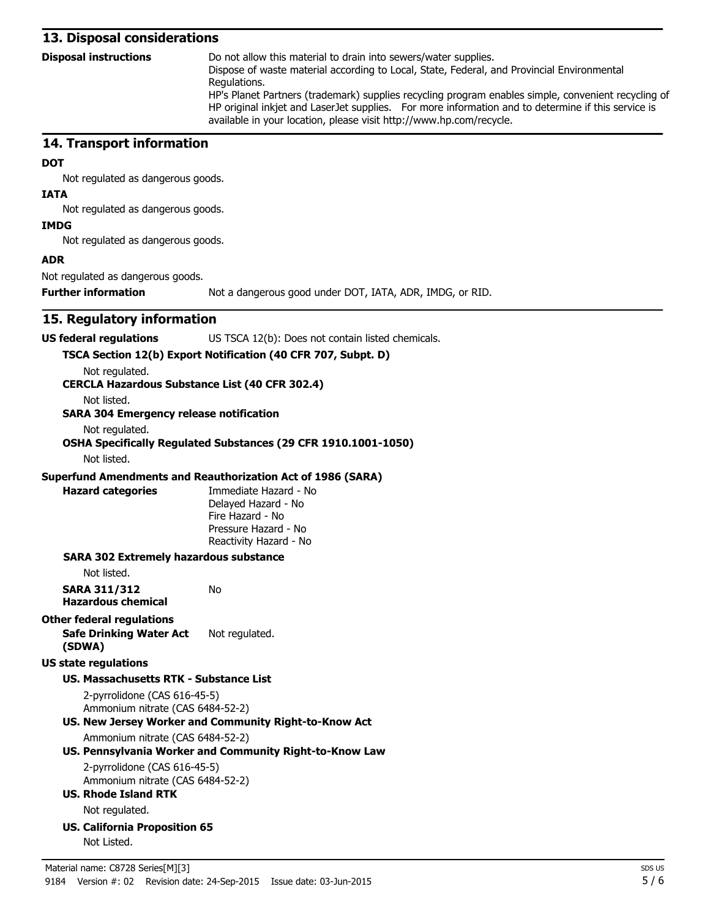## 13. Disposal considerations

**Disposal instructions**

Do not allow this material to drain into sewers/water supplies.
Dispose of waste material according to Local, State, Federal, and Provincial Environmental Regulations.
HP's Planet Partners (trademark) supplies recycling program enables simple, convenient recycling of HP original inkjet and LaserJet supplies. For more information and to determine if this service is available in your location, please visit http://www.hp.com/recycle.

## 14. Transport information

**DOT**

Not regulated as dangerous goods.

**IATA**

Not regulated as dangerous goods.

**IMDG**

Not regulated as dangerous goods.

**ADR**

Not regulated as dangerous goods.

**Further information** Not a dangerous good under DOT, IATA, ADR, IMDG, or RID.

## 15. Regulatory information

**US federal regulations** US TSCA 12(b): Does not contain listed chemicals.

**TSCA Section 12(b) Export Notification (40 CFR 707, Subpt. D)**

Not regulated.

**CERCLA Hazardous Substance List (40 CFR 302.4)**

Not listed.

**SARA 304 Emergency release notification**

Not regulated.

**OSHA Specifically Regulated Substances (29 CFR 1910.1001-1050)**

Not listed.

**Superfund Amendments and Reauthorization Act of 1986 (SARA)**

**Hazard categories**

Immediate Hazard - No
Delayed Hazard - No
Fire Hazard - No
Pressure Hazard - No
Reactivity Hazard - No

**SARA 302 Extremely hazardous substance**

Not listed.

**SARA 311/312 Hazardous chemical** No

**Other federal regulations**

**Safe Drinking Water Act (SDWA)** Not regulated.

**US state regulations**

**US. Massachusetts RTK - Substance List**

2-pyrrolidone (CAS 616-45-5)
Ammonium nitrate (CAS 6484-52-2)

**US. New Jersey Worker and Community Right-to-Know Act**

Ammonium nitrate (CAS 6484-52-2)

**US. Pennsylvania Worker and Community Right-to-Know Law**

2-pyrrolidone (CAS 616-45-5)
Ammonium nitrate (CAS 6484-52-2)

**US. Rhode Island RTK**

Not regulated.

**US. California Proposition 65**

Not Listed.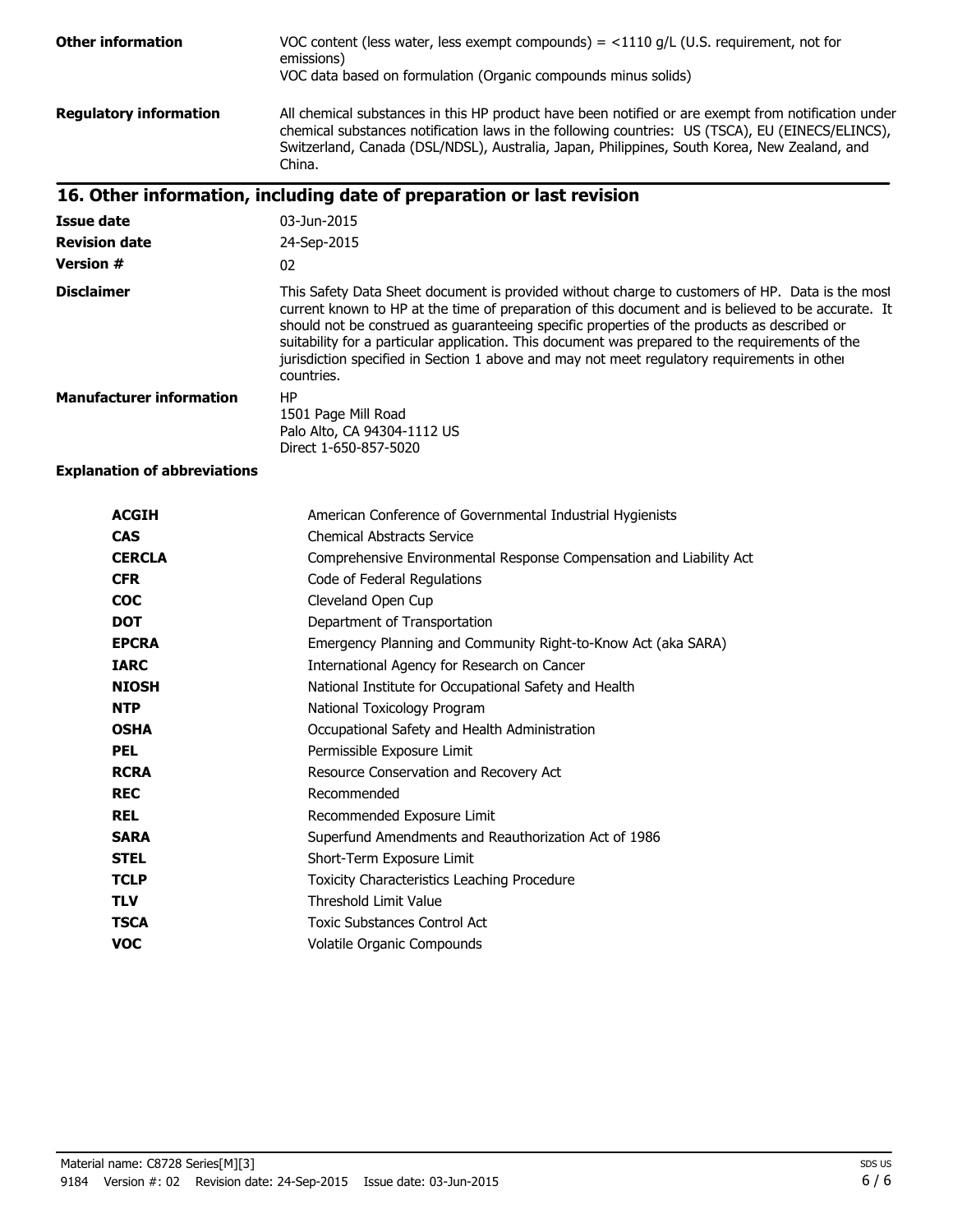**Other information**

VOC content (less water, less exempt compounds) = <1110 g/L (U.S. requirement, not for emissions)
VOC data based on formulation (Organic compounds minus solids)

**Regulatory information**

All chemical substances in this HP product have been notified or are exempt from notification under chemical substances notification laws in the following countries: US (TSCA), EU (EINECS/ELINCS), Switzerland, Canada (DSL/NDSL), Australia, Japan, Philippines, South Korea, New Zealand, and China.

## 16. Other information, including date of preparation or last revision

**Issue date** 03-Jun-2015

**Revision date** 24-Sep-2015

**Version #** 02

**Disclaimer**

This Safety Data Sheet document is provided without charge to customers of HP. Data is the most current known to HP at the time of preparation of this document and is believed to be accurate. It should not be construed as guaranteeing specific properties of the products as described or suitability for a particular application. This document was prepared to the requirements of the jurisdiction specified in Section 1 above and may not meet regulatory requirements in other countries.

**Manufacturer information**

HP
1501 Page Mill Road
Palo Alto, CA 94304-1112 US
Direct 1-650-857-5020

**Explanation of abbreviations**

| | |
|---|---|
| **ACGIH** | American Conference of Governmental Industrial Hygienists |
| **CAS** | Chemical Abstracts Service |
| **CERCLA** | Comprehensive Environmental Response Compensation and Liability Act |
| **CFR** | Code of Federal Regulations |
| **COC** | Cleveland Open Cup |
| **DOT** | Department of Transportation |
| **EPCRA** | Emergency Planning and Community Right-to-Know Act (aka SARA) |
| **IARC** | International Agency for Research on Cancer |
| **NIOSH** | National Institute for Occupational Safety and Health |
| **NTP** | National Toxicology Program |
| **OSHA** | Occupational Safety and Health Administration |
| **PEL** | Permissible Exposure Limit |
| **RCRA** | Resource Conservation and Recovery Act |
| **REC** | Recommended |
| **REL** | Recommended Exposure Limit |
| **SARA** | Superfund Amendments and Reauthorization Act of 1986 |
| **STEL** | Short-Term Exposure Limit |
| **TCLP** | Toxicity Characteristics Leaching Procedure |
| **TLV** | Threshold Limit Value |
| **TSCA** | Toxic Substances Control Act |
| **VOC** | Volatile Organic Compounds |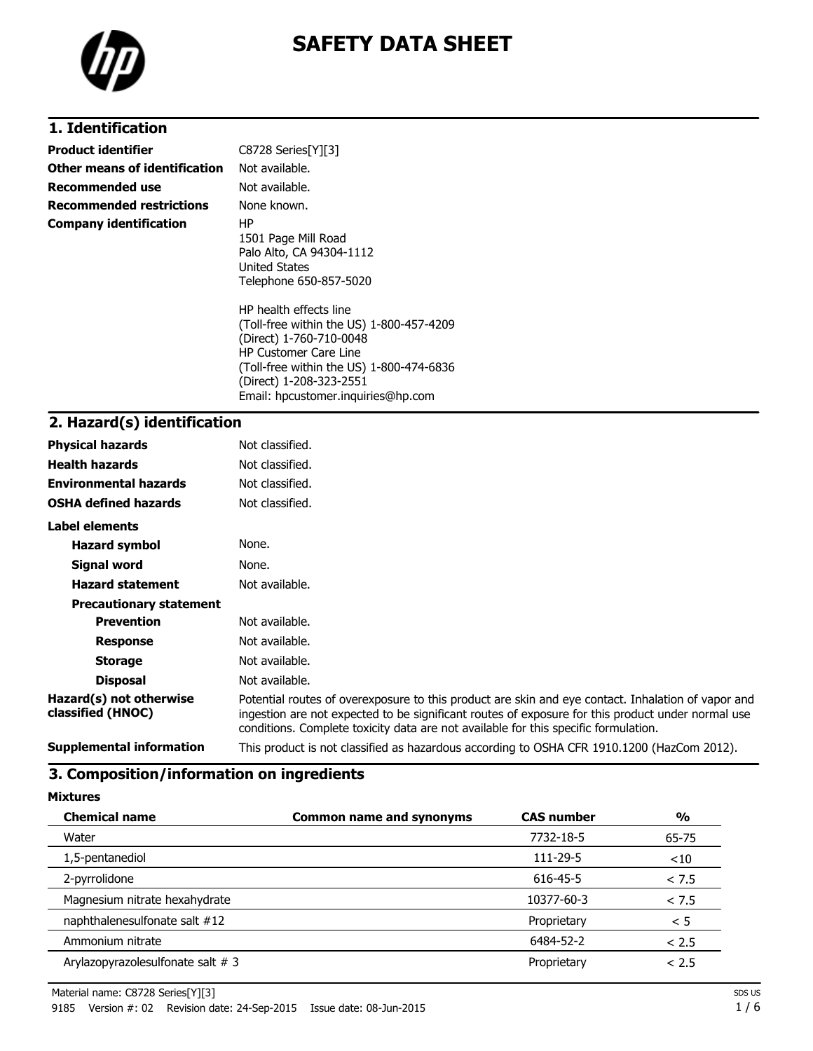# SAFETY DATA SHEET

## 1. Identification

| | |
|---|---|
| **Product identifier** | C8728 Series[Y][3] |
| **Other means of identification** | Not available. |
| **Recommended use** | Not available. |
| **Recommended restrictions** | None known. |
| **Company identification** | HP<br>1501 Page Mill Road<br>Palo Alto, CA 94304-1112<br>United States<br>Telephone 650-857-5020<br><br>HP health effects line<br>(Toll-free within the US) 1-800-457-4209<br>(Direct) 1-760-710-0048<br>HP Customer Care Line<br>(Toll-free within the US) 1-800-474-6836<br>(Direct) 1-208-323-2551<br>Email: hpcustomer.inquiries@hp.com |

## 2. Hazard(s) identification

| | |
|---|---|
| **Physical hazards** | Not classified. |
| **Health hazards** | Not classified. |
| **Environmental hazards** | Not classified. |
| **OSHA defined hazards** | Not classified. |

**Label elements**

| | |
|---|---|
| **Hazard symbol** | None. |
| **Signal word** | None. |
| **Hazard statement** | Not available. |

**Precautionary statement**

| | |
|---|---|
| **Prevention** | Not available. |
| **Response** | Not available. |
| **Storage** | Not available. |
| **Disposal** | Not available. |
| **Hazard(s) not otherwise classified (HNOC)** | Potential routes of overexposure to this product are skin and eye contact. Inhalation of vapor and ingestion are not expected to be significant routes of exposure for this product under normal use conditions. Complete toxicity data are not available for this specific formulation. |
| **Supplemental information** | This product is not classified as hazardous according to OSHA CFR 1910.1200 (HazCom 2012). |

## 3. Composition/information on ingredients

**Mixtures**

| Chemical name | Common name and synonyms | CAS number | % |
|---|---|---|---|
| Water | | 7732-18-5 | 65-75 |
| 1,5-pentanediol | | 111-29-5 | <10 |
| 2-pyrrolidone | | 616-45-5 | < 7.5 |
| Magnesium nitrate hexahydrate | | 10377-60-3 | < 7.5 |
| naphthalenesulfonate salt #12 | | Proprietary | < 5 |
| Ammonium nitrate | | 6484-52-2 | < 2.5 |
| Arylazopyrazolesulfonate salt # 3 | | Proprietary | < 2.5 |

Material name: C8728 Series[Y][3]

9185 Version #: 02 Revision date: 24-Sep-2015 Issue date: 08-Jun-2015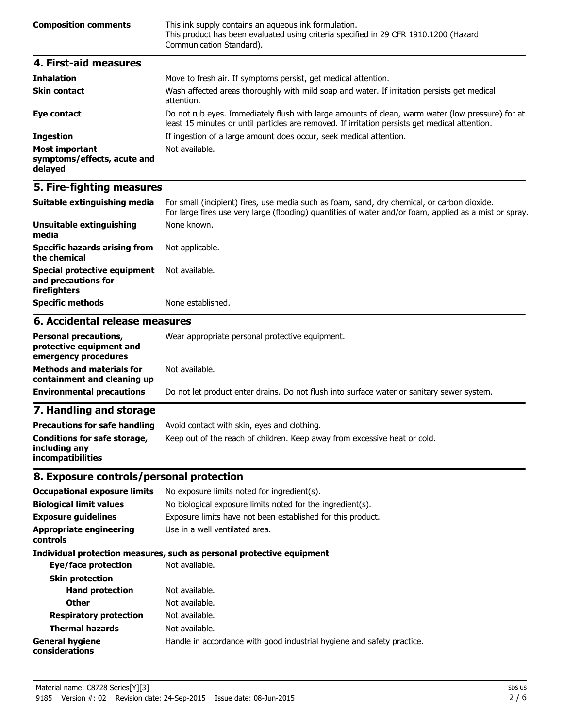| | |
|---|---|
| **Composition comments** | This ink supply contains an aqueous ink formulation. This product has been evaluated using criteria specified in 29 CFR 1910.1200 (Hazard Communication Standard). |

## 4. First-aid measures

| | |
|---|---|
| **Inhalation** | Move to fresh air. If symptoms persist, get medical attention. |
| **Skin contact** | Wash affected areas thoroughly with mild soap and water. If irritation persists get medical attention. |
| **Eye contact** | Do not rub eyes. Immediately flush with large amounts of clean, warm water (low pressure) for at least 15 minutes or until particles are removed. If irritation persists get medical attention. |
| **Ingestion** | If ingestion of a large amount does occur, seek medical attention. |
| **Most important symptoms/effects, acute and delayed** | Not available. |

## 5. Fire-fighting measures

| | |
|---|---|
| **Suitable extinguishing media** | For small (incipient) fires, use media such as foam, sand, dry chemical, or carbon dioxide. For large fires use very large (flooding) quantities of water and/or foam, applied as a mist or spray. |
| **Unsuitable extinguishing media** | None known. |
| **Specific hazards arising from the chemical** | Not applicable. |
| **Special protective equipment and precautions for firefighters** | Not available. |
| **Specific methods** | None established. |

## 6. Accidental release measures

| | |
|---|---|
| **Personal precautions, protective equipment and emergency procedures** | Wear appropriate personal protective equipment. |
| **Methods and materials for containment and cleaning up** | Not available. |
| **Environmental precautions** | Do not let product enter drains. Do not flush into surface water or sanitary sewer system. |

## 7. Handling and storage

| | |
|---|---|
| **Precautions for safe handling** | Avoid contact with skin, eyes and clothing. |
| **Conditions for safe storage, including any incompatibilities** | Keep out of the reach of children. Keep away from excessive heat or cold. |

## 8. Exposure controls/personal protection

| | |
|---|---|
| **Occupational exposure limits** | No exposure limits noted for ingredient(s). |
| **Biological limit values** | No biological exposure limits noted for the ingredient(s). |
| **Exposure guidelines** | Exposure limits have not been established for this product. |
| **Appropriate engineering controls** | Use in a well ventilated area. |

**Individual protection measures, such as personal protective equipment**

| | |
|---|---|
| **Eye/face protection** | Not available. |
| **Skin protection** | |
| **Hand protection** | Not available. |
| **Other** | Not available. |
| **Respiratory protection** | Not available. |
| **Thermal hazards** | Not available. |
| **General hygiene considerations** | Handle in accordance with good industrial hygiene and safety practice. |

Material name: C8728 Series[Y][3]

9185 Version #: 02 Revision date: 24-Sep-2015 Issue date: 08-Jun-2015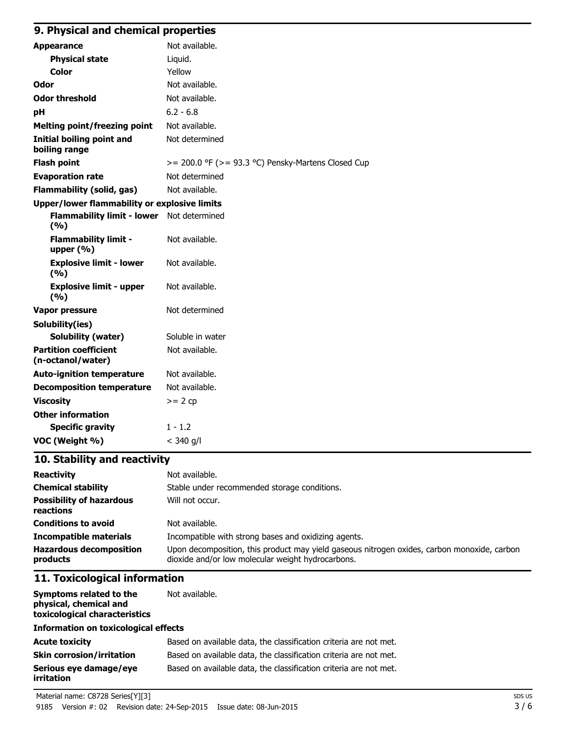## 9. Physical and chemical properties

| | |
|---|---|
| **Appearance** | Not available. |
| **Physical state** | Liquid. |
| **Color** | Yellow |
| **Odor** | Not available. |
| **Odor threshold** | Not available. |
| **pH** | 6.2 - 6.8 |
| **Melting point/freezing point** | Not available. |
| **Initial boiling point and boiling range** | Not determined |
| **Flash point** | >= 200.0 °F (>= 93.3 °C) Pensky-Martens Closed Cup |
| **Evaporation rate** | Not determined |
| **Flammability (solid, gas)** | Not available. |
| **Upper/lower flammability or explosive limits** | |
| **Flammability limit - lower (%)** | Not determined |
| **Flammability limit - upper (%)** | Not available. |
| **Explosive limit - lower (%)** | Not available. |
| **Explosive limit - upper (%)** | Not available. |
| **Vapor pressure** | Not determined |
| **Solubility(ies)** | |
| **Solubility (water)** | Soluble in water |
| **Partition coefficient (n-octanol/water)** | Not available. |
| **Auto-ignition temperature** | Not available. |
| **Decomposition temperature** | Not available. |
| **Viscosity** | >= 2 cp |
| **Other information** | |
| **Specific gravity** | 1 - 1.2 |
| **VOC (Weight %)** | < 340 g/l |

## 10. Stability and reactivity

| | |
|---|---|
| **Reactivity** | Not available. |
| **Chemical stability** | Stable under recommended storage conditions. |
| **Possibility of hazardous reactions** | Will not occur. |
| **Conditions to avoid** | Not available. |
| **Incompatible materials** | Incompatible with strong bases and oxidizing agents. |
| **Hazardous decomposition products** | Upon decomposition, this product may yield gaseous nitrogen oxides, carbon monoxide, carbon dioxide and/or low molecular weight hydrocarbons. |

## 11. Toxicological information

| | |
|---|---|
| **Symptoms related to the physical, chemical and toxicological characteristics** | Not available. |

**Information on toxicological effects**

| | |
|---|---|
| **Acute toxicity** | Based on available data, the classification criteria are not met. |
| **Skin corrosion/irritation** | Based on available data, the classification criteria are not met. |
| **Serious eye damage/eye irritation** | Based on available data, the classification criteria are not met. |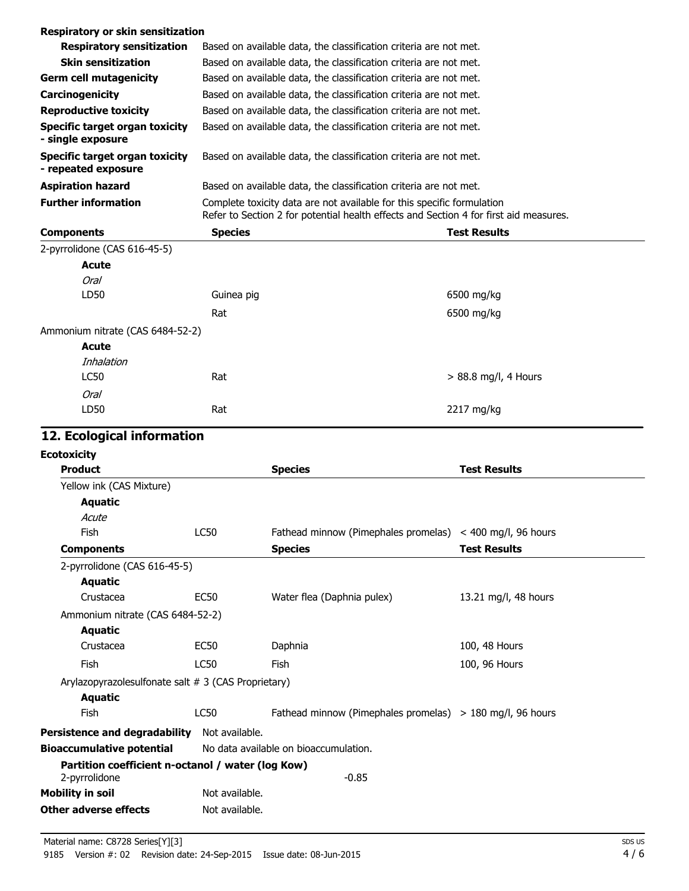**Respiratory or skin sensitization**

| | |
|---|---|
| **Respiratory sensitization** | Based on available data, the classification criteria are not met. |
| **Skin sensitization** | Based on available data, the classification criteria are not met. |
| **Germ cell mutagenicity** | Based on available data, the classification criteria are not met. |
| **Carcinogenicity** | Based on available data, the classification criteria are not met. |
| **Reproductive toxicity** | Based on available data, the classification criteria are not met. |
| **Specific target organ toxicity - single exposure** | Based on available data, the classification criteria are not met. |
| **Specific target organ toxicity - repeated exposure** | Based on available data, the classification criteria are not met. |
| **Aspiration hazard** | Based on available data, the classification criteria are not met. |
| **Further information** | Complete toxicity data are not available for this specific formulation Refer to Section 2 for potential health effects and Section 4 for first aid measures. |

| Components | Species | Test Results |
|---|---|---|
| 2-pyrrolidone (CAS 616-45-5) | | |
| **Acute** | | |
| *Oral* | | |
| LD50 | Guinea pig | 6500 mg/kg |
| | Rat | 6500 mg/kg |
| Ammonium nitrate (CAS 6484-52-2) | | |
| **Acute** | | |
| *Inhalation* | | |
| LC50 | Rat | > 88.8 mg/l, 4 Hours |
| *Oral* | | |
| LD50 | Rat | 2217 mg/kg |

## 12. Ecological information

**Ecotoxicity**

| Product | | Species | Test Results |
|---|---|---|---|
| Yellow ink (CAS Mixture) | | | |
| **Aquatic** | | | |
| *Acute* | | | |
| Fish | LC50 | Fathead minnow (Pimephales promelas) | < 400 mg/l, 96 hours |
| **Components** | | **Species** | **Test Results** |
| 2-pyrrolidone (CAS 616-45-5) | | | |
| **Aquatic** | | | |
| Crustacea | EC50 | Water flea (Daphnia pulex) | 13.21 mg/l, 48 hours |
| Ammonium nitrate (CAS 6484-52-2) | | | |
| **Aquatic** | | | |
| Crustacea | EC50 | Daphnia | 100, 48 Hours |
| Fish | LC50 | Fish | 100, 96 Hours |
| Arylazopyrazolesulfonate salt # 3 (CAS Proprietary) | | | |
| **Aquatic** | | | |
| Fish | LC50 | Fathead minnow (Pimephales promelas) | > 180 mg/l, 96 hours |

| | |
|---|---|
| **Persistence and degradability** | Not available. |
| **Bioaccumulative potential** | No data available on bioaccumulation. |

**Partition coefficient n-octanol / water (log Kow)**

| | |
|---|---|
| 2-pyrrolidone | -0.85 |

| | |
|---|---|
| **Mobility in soil** | Not available. |
| **Other adverse effects** | Not available. |

Material name: C8728 Series[Y][3]
9185 Version #: 02 Revision date: 24-Sep-2015 Issue date: 08-Jun-2015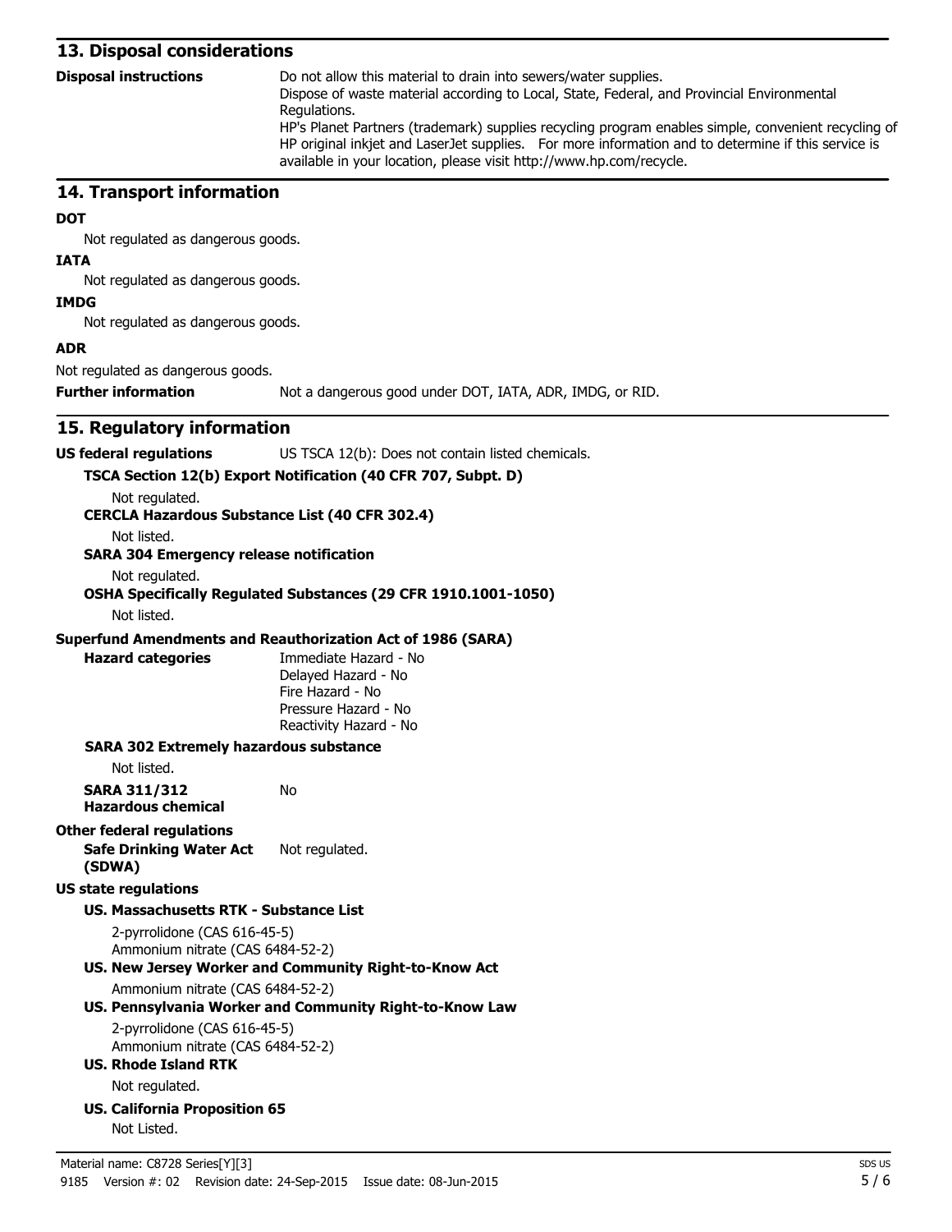## 13. Disposal considerations

**Disposal instructions**

Do not allow this material to drain into sewers/water supplies.
Dispose of waste material according to Local, State, Federal, and Provincial Environmental Regulations.
HP's Planet Partners (trademark) supplies recycling program enables simple, convenient recycling of HP original inkjet and LaserJet supplies. For more information and to determine if this service is available in your location, please visit http://www.hp.com/recycle.

## 14. Transport information

**DOT**

Not regulated as dangerous goods.

**IATA**

Not regulated as dangerous goods.

**IMDG**

Not regulated as dangerous goods.

**ADR**

Not regulated as dangerous goods.

**Further information** Not a dangerous good under DOT, IATA, ADR, IMDG, or RID.

## 15. Regulatory information

**US federal regulations** US TSCA 12(b): Does not contain listed chemicals.

**TSCA Section 12(b) Export Notification (40 CFR 707, Subpt. D)**

Not regulated.

**CERCLA Hazardous Substance List (40 CFR 302.4)**

Not listed.

**SARA 304 Emergency release notification**

Not regulated.

**OSHA Specifically Regulated Substances (29 CFR 1910.1001-1050)**

Not listed.

**Superfund Amendments and Reauthorization Act of 1986 (SARA)**

**Hazard categories**

Immediate Hazard - No
Delayed Hazard - No
Fire Hazard - No
Pressure Hazard - No
Reactivity Hazard - No

**SARA 302 Extremely hazardous substance**

Not listed.

**SARA 311/312 Hazardous chemical** No

**Other federal regulations**

**Safe Drinking Water Act (SDWA)** Not regulated.

**US state regulations**

**US. Massachusetts RTK - Substance List**

2-pyrrolidone (CAS 616-45-5)
Ammonium nitrate (CAS 6484-52-2)

**US. New Jersey Worker and Community Right-to-Know Act**

Ammonium nitrate (CAS 6484-52-2)

**US. Pennsylvania Worker and Community Right-to-Know Law**

2-pyrrolidone (CAS 616-45-5)
Ammonium nitrate (CAS 6484-52-2)

**US. Rhode Island RTK**

Not regulated.

**US. California Proposition 65**

Not Listed.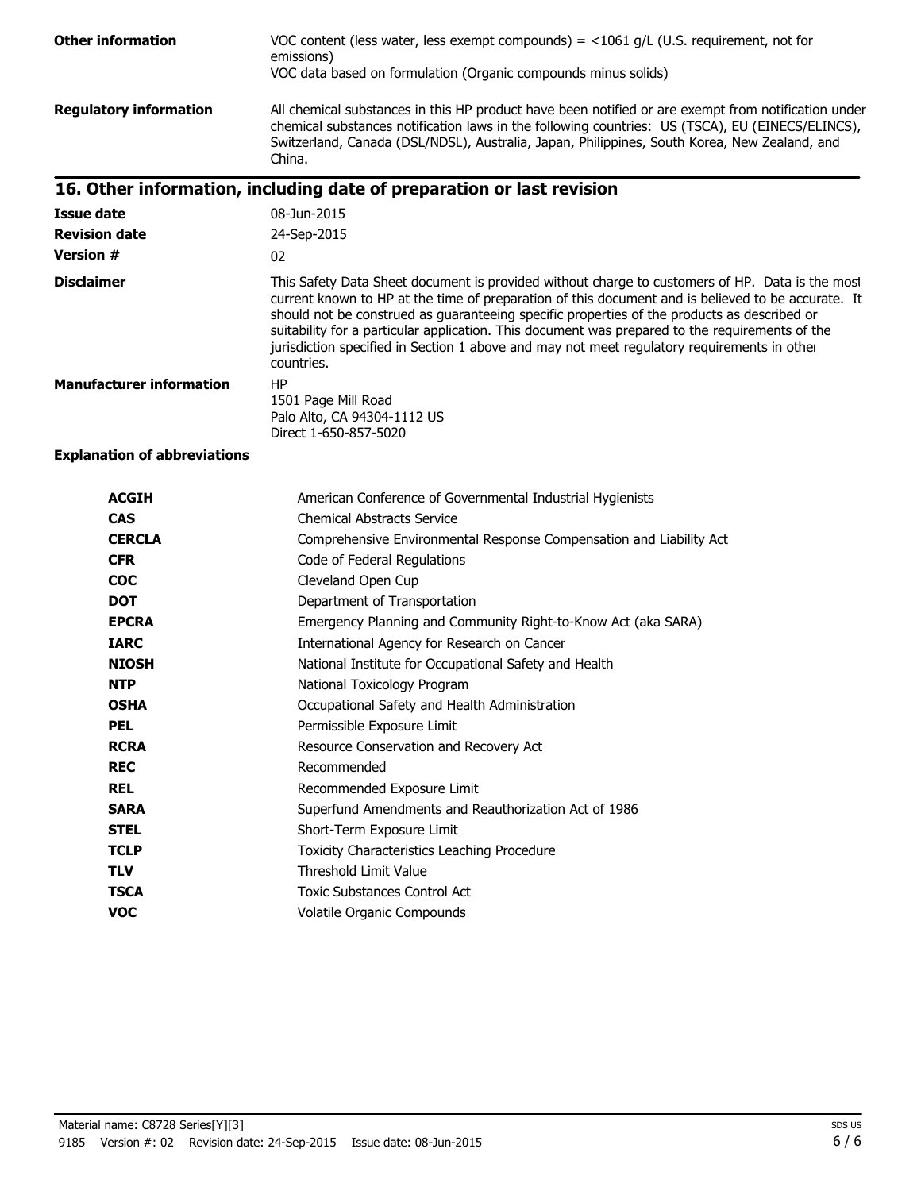| | |
|---|---|
| **Other information** | VOC content (less water, less exempt compounds) = <1061 g/L (U.S. requirement, not for emissions)<br>VOC data based on formulation (Organic compounds minus solids) |
| **Regulatory information** | All chemical substances in this HP product have been notified or are exempt from notification under chemical substances notification laws in the following countries: US (TSCA), EU (EINECS/ELINCS), Switzerland, Canada (DSL/NDSL), Australia, Japan, Philippines, South Korea, New Zealand, and China. |

## 16. Other information, including date of preparation or last revision

| | |
|---|---|
| **Issue date** | 08-Jun-2015 |
| **Revision date** | 24-Sep-2015 |
| **Version #** | 02 |
| **Disclaimer** | This Safety Data Sheet document is provided without charge to customers of HP. Data is the most current known to HP at the time of preparation of this document and is believed to be accurate. It should not be construed as guaranteeing specific properties of the products as described or suitability for a particular application. This document was prepared to the requirements of the jurisdiction specified in Section 1 above and may not meet regulatory requirements in other countries. |
| **Manufacturer information** | HP<br>1501 Page Mill Road<br>Palo Alto, CA 94304-1112 US<br>Direct 1-650-857-5020 |

**Explanation of abbreviations**

| | |
|---|---|
| **ACGIH** | American Conference of Governmental Industrial Hygienists |
| **CAS** | Chemical Abstracts Service |
| **CERCLA** | Comprehensive Environmental Response Compensation and Liability Act |
| **CFR** | Code of Federal Regulations |
| **COC** | Cleveland Open Cup |
| **DOT** | Department of Transportation |
| **EPCRA** | Emergency Planning and Community Right-to-Know Act (aka SARA) |
| **IARC** | International Agency for Research on Cancer |
| **NIOSH** | National Institute for Occupational Safety and Health |
| **NTP** | National Toxicology Program |
| **OSHA** | Occupational Safety and Health Administration |
| **PEL** | Permissible Exposure Limit |
| **RCRA** | Resource Conservation and Recovery Act |
| **REC** | Recommended |
| **REL** | Recommended Exposure Limit |
| **SARA** | Superfund Amendments and Reauthorization Act of 1986 |
| **STEL** | Short-Term Exposure Limit |
| **TCLP** | Toxicity Characteristics Leaching Procedure |
| **TLV** | Threshold Limit Value |
| **TSCA** | Toxic Substances Control Act |
| **VOC** | Volatile Organic Compounds |